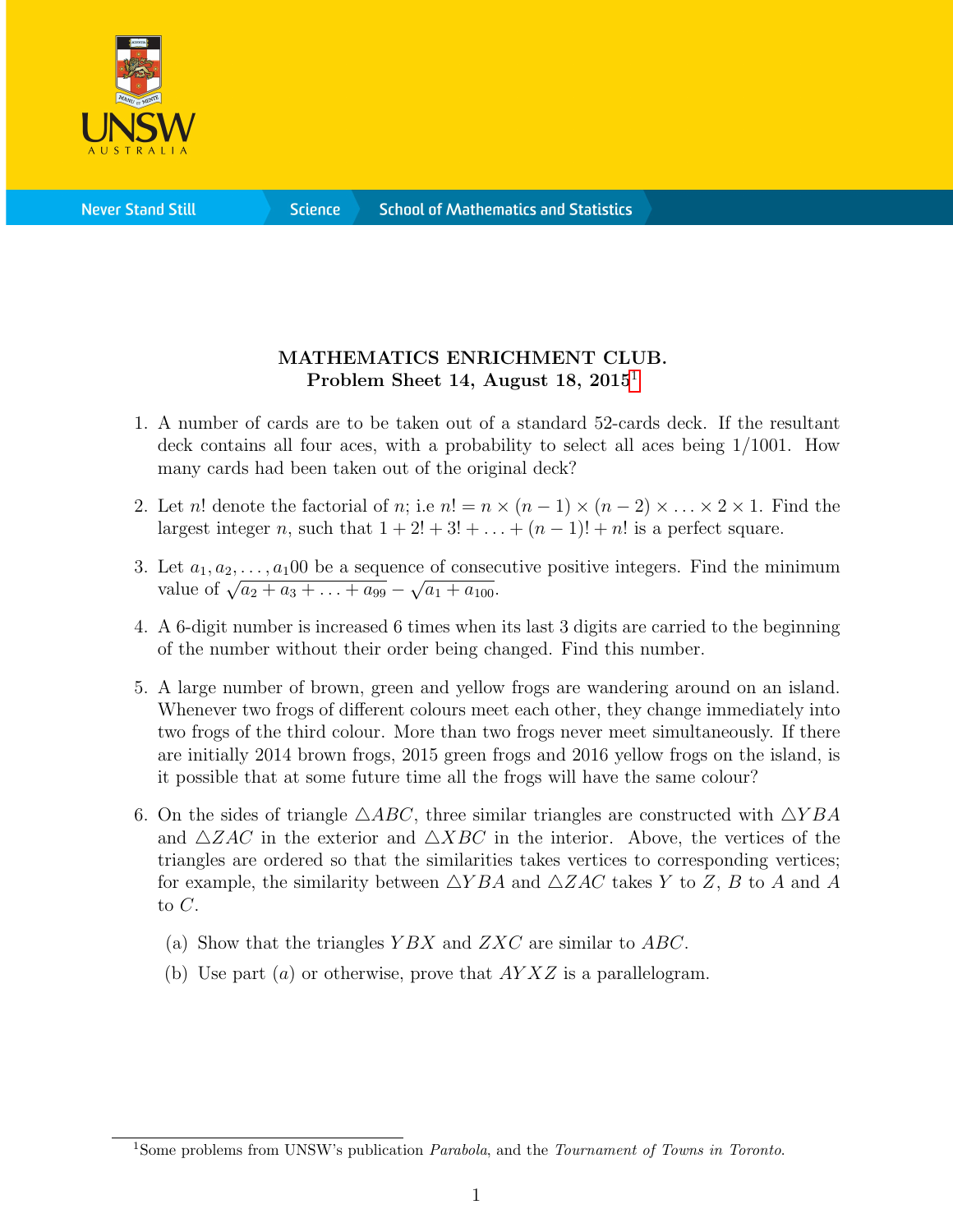**MATHEMATICS ENRICHMENT CLUB.**
**Problem Sheet 14, August 18, 2015**[1]

1. A number of cards are to be taken out of a standard 52-cards deck. If the resultant deck contains all four aces, with a probability to select all aces being 1/1001. How many cards had been taken out of the original deck?

2. Let $n!$ denote the factorial of $n$; i.e $n! = n \times (n-1) \times (n-2) \times \ldots \times 2 \times 1$. Find the largest integer $n$, such that $1 + 2! + 3! + \ldots + (n-1)! + n!$ is a perfect square.

3. Let $a_1, a_2, \ldots, a_100$ be a sequence of consecutive positive integers. Find the minimum value of $\sqrt{a_2 + a_3 + \ldots + a_{99}} - \sqrt{a_1 + a_{100}}$.

4. A 6-digit number is increased 6 times when its last 3 digits are carried to the beginning of the number without their order being changed. Find this number.

5. A large number of brown, green and yellow frogs are wandering around on an island. Whenever two frogs of different colours meet each other, they change immediately into two frogs of the third colour. More than two frogs never meet simultaneously. If there are initially 2014 brown frogs, 2015 green frogs and 2016 yellow frogs on the island, is it possible that at some future time all the frogs will have the same colour?

6. On the sides of triangle $\triangle ABC$, three similar triangles are constructed with $\triangle YBA$ and $\triangle ZAC$ in the exterior and $\triangle XBC$ in the interior. Above, the vertices of the triangles are ordered so that the similarities takes vertices to corresponding vertices; for example, the similarity between $\triangle YBA$ and $\triangle ZAC$ takes $Y$ to $Z$, $B$ to $A$ and $A$ to $C$.

   (a) Show that the triangles $YBX$ and $ZXC$ are similar to $ABC$.

   (b) Use part $(a)$ or otherwise, prove that $AYXZ$ is a parallelogram.

---

[1] Some problems from UNSW's publication *Parabola*, and the *Tournament of Towns in Toronto*.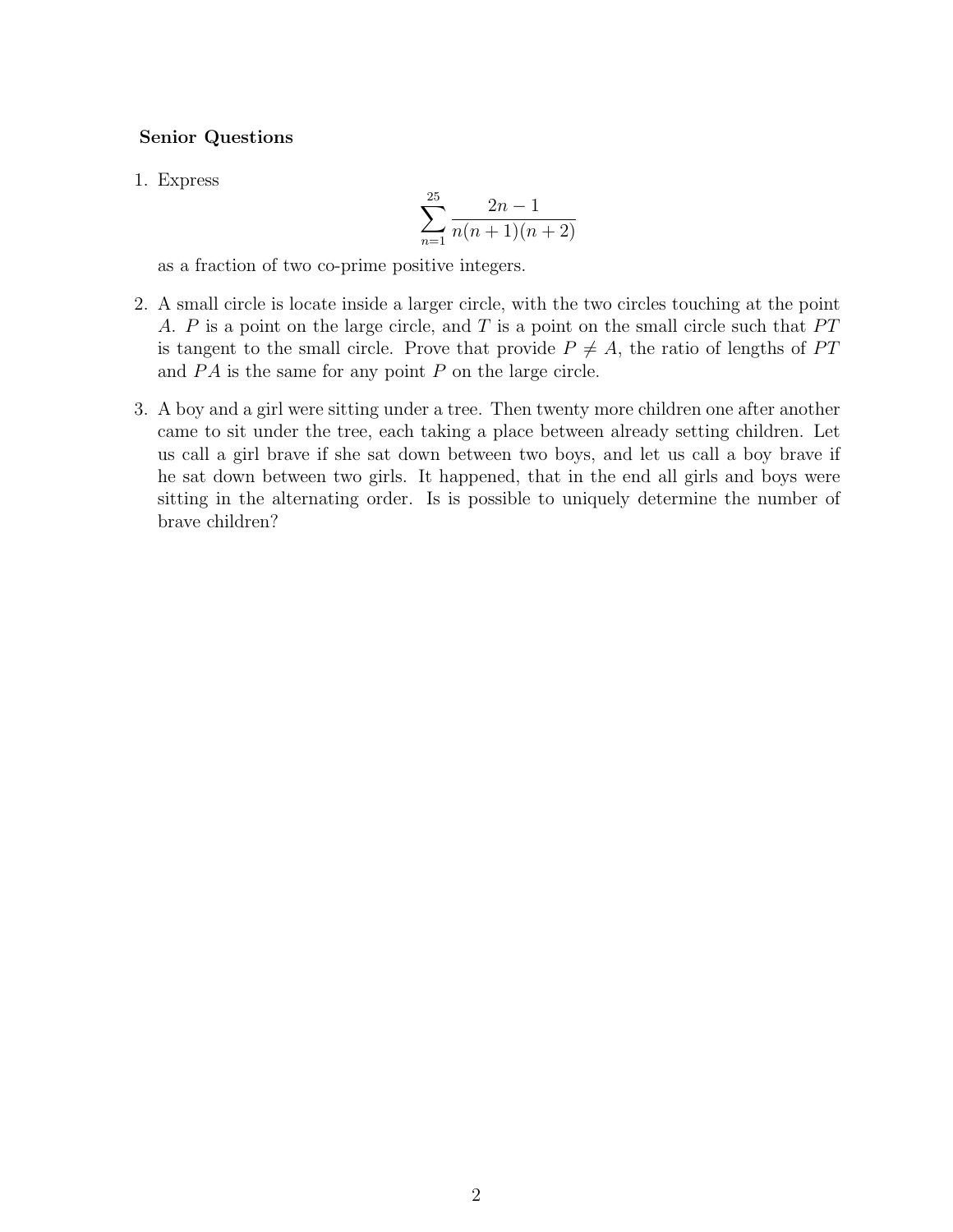**Senior Questions**

1. Express

$$\sum_{n=1}^{25} \frac{2n-1}{n(n+1)(n+2)}$$

as a fraction of two co-prime positive integers.

2. A small circle is locate inside a larger circle, with the two circles touching at the point $A$. $P$ is a point on the large circle, and $T$ is a point on the small circle such that $PT$ is tangent to the small circle. Prove that provide $P \neq A$, the ratio of lengths of $PT$ and $PA$ is the same for any point $P$ on the large circle.

3. A boy and a girl were sitting under a tree. Then twenty more children one after another came to sit under the tree, each taking a place between already setting children. Let us call a girl brave if she sat down between two boys, and let us call a boy brave if he sat down between two girls. It happened, that in the end all girls and boys were sitting in the alternating order. Is is possible to uniquely determine the number of brave children?